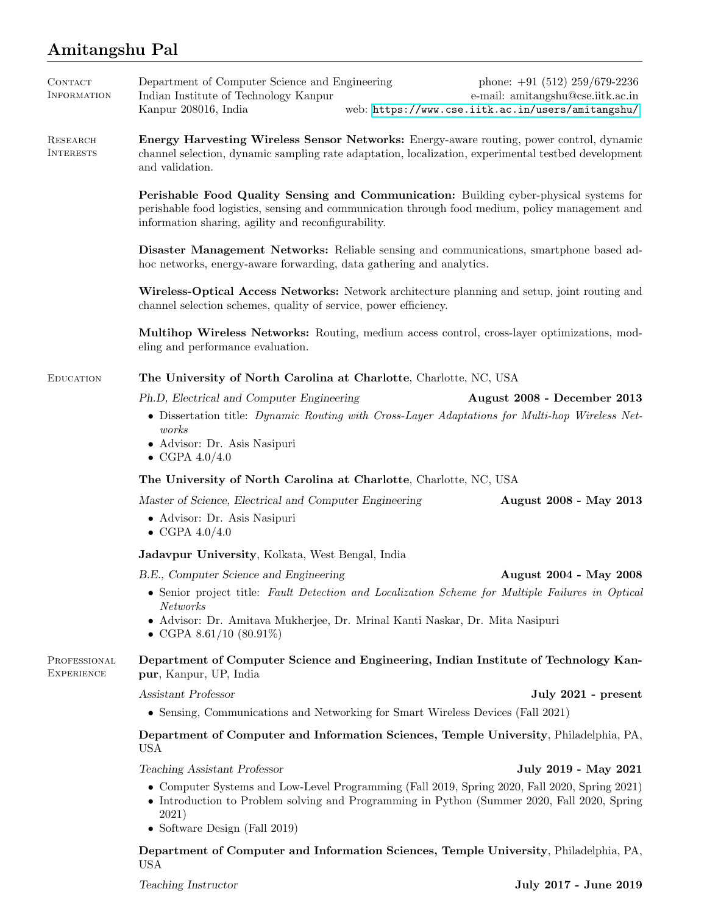# Amitangshu Pal

## Contact Information

Department of Computer Science and Engineering
Indian Institute of Technology Kanpur
Kanpur 208016, India

phone: +91 (512) 259/679-2236
e-mail: amitangshu@cse.iitk.ac.in
web: https://www.cse.iitk.ac.in/users/amitangshu/

## Research Interests

**Energy Harvesting Wireless Sensor Networks:** Energy-aware routing, power control, dynamic channel selection, dynamic sampling rate adaptation, localization, experimental testbed development and validation.

**Perishable Food Quality Sensing and Communication:** Building cyber-physical systems for perishable food logistics, sensing and communication through food medium, policy management and information sharing, agility and reconfigurability.

**Disaster Management Networks:** Reliable sensing and communications, smartphone based adhoc networks, energy-aware forwarding, data gathering and analytics.

**Wireless-Optical Access Networks:** Network architecture planning and setup, joint routing and channel selection schemes, quality of service, power efficiency.

**Multihop Wireless Networks:** Routing, medium access control, cross-layer optimizations, modeling and performance evaluation.

## Education

**The University of North Carolina at Charlotte**, Charlotte, NC, USA

*Ph.D, Electrical and Computer Engineering* — **August 2008 - December 2013**

- Dissertation title: *Dynamic Routing with Cross-Layer Adaptations for Multi-hop Wireless Networks*
- Advisor: Dr. Asis Nasipuri
- CGPA 4.0/4.0

**The University of North Carolina at Charlotte**, Charlotte, NC, USA

*Master of Science, Electrical and Computer Engineering* — **August 2008 - May 2013**

- Advisor: Dr. Asis Nasipuri
- CGPA 4.0/4.0

**Jadavpur University**, Kolkata, West Bengal, India

*B.E., Computer Science and Engineering* — **August 2004 - May 2008**

- Senior project title: *Fault Detection and Localization Scheme for Multiple Failures in Optical Networks*
- Advisor: Dr. Amitava Mukherjee, Dr. Mrinal Kanti Naskar, Dr. Mita Nasipuri
- CGPA 8.61/10 (80.91%)

## Professional Experience

**Department of Computer Science and Engineering, Indian Institute of Technology Kanpur**, Kanpur, UP, India

*Assistant Professor* — **July 2021 - present**

- Sensing, Communications and Networking for Smart Wireless Devices (Fall 2021)

**Department of Computer and Information Sciences, Temple University**, Philadelphia, PA, USA

*Teaching Assistant Professor* — **July 2019 - May 2021**

- Computer Systems and Low-Level Programming (Fall 2019, Spring 2020, Fall 2020, Spring 2021)
- Introduction to Problem solving and Programming in Python (Summer 2020, Fall 2020, Spring 2021)
- Software Design (Fall 2019)

**Department of Computer and Information Sciences, Temple University**, Philadelphia, PA, USA

*Teaching Instructor* — **July 2017 - June 2019**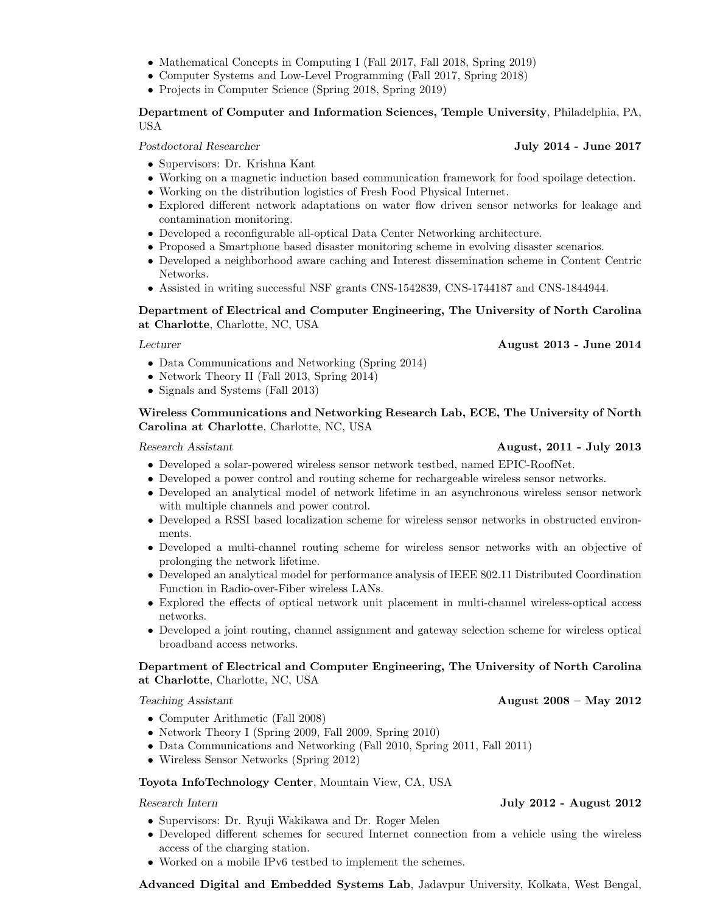- Mathematical Concepts in Computing I (Fall 2017, Fall 2018, Spring 2019)
- Computer Systems and Low-Level Programming (Fall 2017, Spring 2018)
- Projects in Computer Science (Spring 2018, Spring 2019)

**Department of Computer and Information Sciences, Temple University**, Philadelphia, PA, USA

*Postdoctoral Researcher* **July 2014 - June 2017**

- Supervisors: Dr. Krishna Kant
- Working on a magnetic induction based communication framework for food spoilage detection.
- Working on the distribution logistics of Fresh Food Physical Internet.
- Explored different network adaptations on water flow driven sensor networks for leakage and contamination monitoring.
- Developed a reconfigurable all-optical Data Center Networking architecture.
- Proposed a Smartphone based disaster monitoring scheme in evolving disaster scenarios.
- Developed a neighborhood aware caching and Interest dissemination scheme in Content Centric Networks.
- Assisted in writing successful NSF grants CNS-1542839, CNS-1744187 and CNS-1844944.

**Department of Electrical and Computer Engineering, The University of North Carolina at Charlotte**, Charlotte, NC, USA

*Lecturer* **August 2013 - June 2014**

- Data Communications and Networking (Spring 2014)
- Network Theory II (Fall 2013, Spring 2014)
- Signals and Systems (Fall 2013)

**Wireless Communications and Networking Research Lab, ECE, The University of North Carolina at Charlotte**, Charlotte, NC, USA

*Research Assistant* **August, 2011 - July 2013**

- Developed a solar-powered wireless sensor network testbed, named EPIC-RoofNet.
- Developed a power control and routing scheme for rechargeable wireless sensor networks.
- Developed an analytical model of network lifetime in an asynchronous wireless sensor network with multiple channels and power control.
- Developed a RSSI based localization scheme for wireless sensor networks in obstructed environments.
- Developed a multi-channel routing scheme for wireless sensor networks with an objective of prolonging the network lifetime.
- Developed an analytical model for performance analysis of IEEE 802.11 Distributed Coordination Function in Radio-over-Fiber wireless LANs.
- Explored the effects of optical network unit placement in multi-channel wireless-optical access networks.
- Developed a joint routing, channel assignment and gateway selection scheme for wireless optical broadband access networks.

**Department of Electrical and Computer Engineering, The University of North Carolina at Charlotte**, Charlotte, NC, USA

*Teaching Assistant* **August 2008 – May 2012**

- Computer Arithmetic (Fall 2008)
- Network Theory I (Spring 2009, Fall 2009, Spring 2010)
- Data Communications and Networking (Fall 2010, Spring 2011, Fall 2011)
- Wireless Sensor Networks (Spring 2012)

**Toyota InfoTechnology Center**, Mountain View, CA, USA

*Research Intern* **July 2012 - August 2012**

- Supervisors: Dr. Ryuji Wakikawa and Dr. Roger Melen
- Developed different schemes for secured Internet connection from a vehicle using the wireless access of the charging station.
- Worked on a mobile IPv6 testbed to implement the schemes.

**Advanced Digital and Embedded Systems Lab**, Jadavpur University, Kolkata, West Bengal,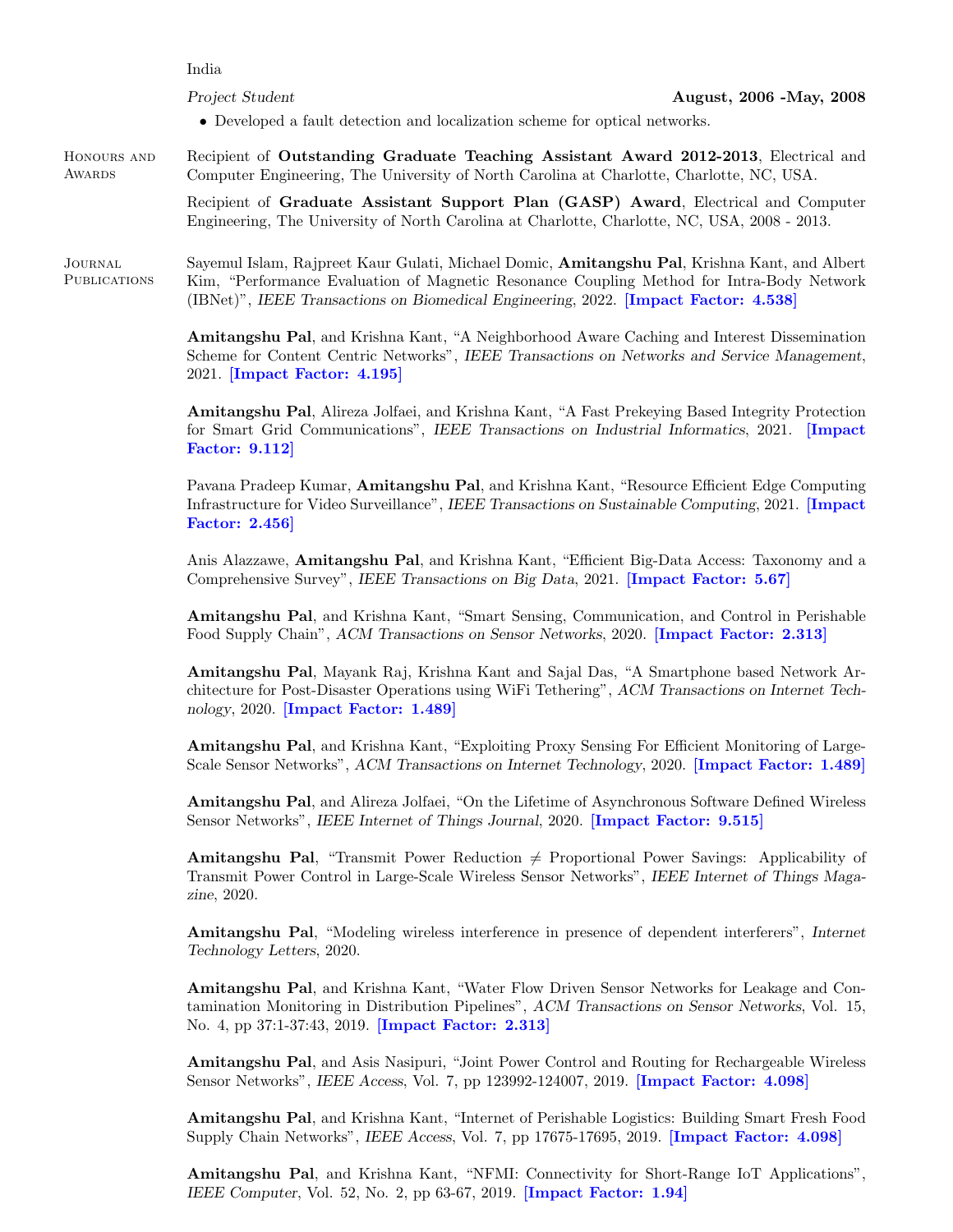India

*Project Student* **August, 2006 -May, 2008**

- Developed a fault detection and localization scheme for optical networks.

## Honours and Awards

Recipient of **Outstanding Graduate Teaching Assistant Award 2012-2013**, Electrical and Computer Engineering, The University of North Carolina at Charlotte, Charlotte, NC, USA.

Recipient of **Graduate Assistant Support Plan (GASP) Award**, Electrical and Computer Engineering, The University of North Carolina at Charlotte, Charlotte, NC, USA, 2008 - 2013.

## Journal Publications

Sayemul Islam, Rajpreet Kaur Gulati, Michael Domic, **Amitangshu Pal**, Krishna Kant, and Albert Kim, "Performance Evaluation of Magnetic Resonance Coupling Method for Intra-Body Network (IBNet)", *IEEE Transactions on Biomedical Engineering*, 2022. **[Impact Factor: 4.538]**

**Amitangshu Pal**, and Krishna Kant, "A Neighborhood Aware Caching and Interest Dissemination Scheme for Content Centric Networks", *IEEE Transactions on Networks and Service Management*, 2021. **[Impact Factor: 4.195]**

**Amitangshu Pal**, Alireza Jolfaei, and Krishna Kant, "A Fast Prekeying Based Integrity Protection for Smart Grid Communications", *IEEE Transactions on Industrial Informatics*, 2021. **[Impact Factor: 9.112]**

Pavana Pradeep Kumar, **Amitangshu Pal**, and Krishna Kant, "Resource Efficient Edge Computing Infrastructure for Video Surveillance", *IEEE Transactions on Sustainable Computing*, 2021. **[Impact Factor: 2.456]**

Anis Alazzawe, **Amitangshu Pal**, and Krishna Kant, "Efficient Big-Data Access: Taxonomy and a Comprehensive Survey", *IEEE Transactions on Big Data*, 2021. **[Impact Factor: 5.67]**

**Amitangshu Pal**, and Krishna Kant, "Smart Sensing, Communication, and Control in Perishable Food Supply Chain", *ACM Transactions on Sensor Networks*, 2020. **[Impact Factor: 2.313]**

**Amitangshu Pal**, Mayank Raj, Krishna Kant and Sajal Das, "A Smartphone based Network Architecture for Post-Disaster Operations using WiFi Tethering", *ACM Transactions on Internet Technology*, 2020. **[Impact Factor: 1.489]**

**Amitangshu Pal**, and Krishna Kant, "Exploiting Proxy Sensing For Efficient Monitoring of Large-Scale Sensor Networks", *ACM Transactions on Internet Technology*, 2020. **[Impact Factor: 1.489]**

**Amitangshu Pal**, and Alireza Jolfaei, "On the Lifetime of Asynchronous Software Defined Wireless Sensor Networks", *IEEE Internet of Things Journal*, 2020. **[Impact Factor: 9.515]**

**Amitangshu Pal**, "Transmit Power Reduction $\neq$ Proportional Power Savings: Applicability of Transmit Power Control in Large-Scale Wireless Sensor Networks", *IEEE Internet of Things Magazine*, 2020.

**Amitangshu Pal**, "Modeling wireless interference in presence of dependent interferers", *Internet Technology Letters*, 2020.

**Amitangshu Pal**, and Krishna Kant, "Water Flow Driven Sensor Networks for Leakage and Contamination Monitoring in Distribution Pipelines", *ACM Transactions on Sensor Networks*, Vol. 15, No. 4, pp 37:1-37:43, 2019. **[Impact Factor: 2.313]**

**Amitangshu Pal**, and Asis Nasipuri, "Joint Power Control and Routing for Rechargeable Wireless Sensor Networks", *IEEE Access*, Vol. 7, pp 123992-124007, 2019. **[Impact Factor: 4.098]**

**Amitangshu Pal**, and Krishna Kant, "Internet of Perishable Logistics: Building Smart Fresh Food Supply Chain Networks", *IEEE Access*, Vol. 7, pp 17675-17695, 2019. **[Impact Factor: 4.098]**

**Amitangshu Pal**, and Krishna Kant, "NFMI: Connectivity for Short-Range IoT Applications", *IEEE Computer*, Vol. 52, No. 2, pp 63-67, 2019. **[Impact Factor: 1.94]**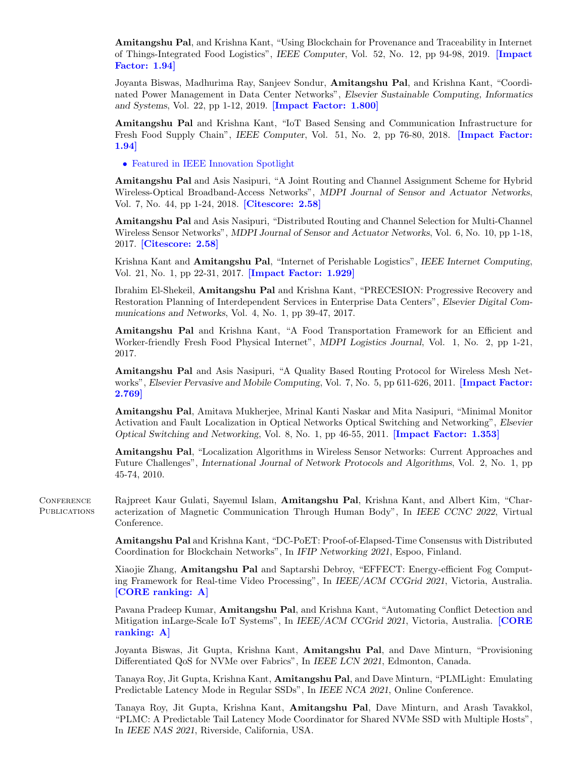**Amitangshu Pal**, and Krishna Kant, "Using Blockchain for Provenance and Traceability in Internet of Things-Integrated Food Logistics", *IEEE Computer*, Vol. 52, No. 12, pp 94-98, 2019. **[Impact Factor: 1.94]**

Joyanta Biswas, Madhurima Ray, Sanjeev Sondur, **Amitangshu Pal**, and Krishna Kant, "Coordinated Power Management in Data Center Networks", *Elsevier Sustainable Computing, Informatics and Systems*, Vol. 22, pp 1-12, 2019. **[Impact Factor: 1.800]**

**Amitangshu Pal** and Krishna Kant, "IoT Based Sensing and Communication Infrastructure for Fresh Food Supply Chain", *IEEE Computer*, Vol. 51, No. 2, pp 76-80, 2018. **[Impact Factor: 1.94]**

- Featured in IEEE Innovation Spotlight

**Amitangshu Pal** and Asis Nasipuri, "A Joint Routing and Channel Assignment Scheme for Hybrid Wireless-Optical Broadband-Access Networks", *MDPI Journal of Sensor and Actuator Networks*, Vol. 7, No. 44, pp 1-24, 2018. **[Citescore: 2.58]**

**Amitangshu Pal** and Asis Nasipuri, "Distributed Routing and Channel Selection for Multi-Channel Wireless Sensor Networks", *MDPI Journal of Sensor and Actuator Networks*, Vol. 6, No. 10, pp 1-18, 2017. **[Citescore: 2.58]**

Krishna Kant and **Amitangshu Pal**, "Internet of Perishable Logistics", *IEEE Internet Computing*, Vol. 21, No. 1, pp 22-31, 2017. **[Impact Factor: 1.929]**

Ibrahim El-Shekeil, **Amitangshu Pal** and Krishna Kant, "PRECESION: Progressive Recovery and Restoration Planning of Interdependent Services in Enterprise Data Centers", *Elsevier Digital Communications and Networks*, Vol. 4, No. 1, pp 39-47, 2017.

**Amitangshu Pal** and Krishna Kant, "A Food Transportation Framework for an Efficient and Worker-friendly Fresh Food Physical Internet", *MDPI Logistics Journal*, Vol. 1, No. 2, pp 1-21, 2017.

**Amitangshu Pal** and Asis Nasipuri, "A Quality Based Routing Protocol for Wireless Mesh Networks", *Elsevier Pervasive and Mobile Computing*, Vol. 7, No. 5, pp 611-626, 2011. **[Impact Factor: 2.769]**

**Amitangshu Pal**, Amitava Mukherjee, Mrinal Kanti Naskar and Mita Nasipuri, "Minimal Monitor Activation and Fault Localization in Optical Networks Optical Switching and Networking", *Elsevier Optical Switching and Networking*, Vol. 8, No. 1, pp 46-55, 2011. **[Impact Factor: 1.353]**

**Amitangshu Pal**, "Localization Algorithms in Wireless Sensor Networks: Current Approaches and Future Challenges", *International Journal of Network Protocols and Algorithms*, Vol. 2, No. 1, pp 45-74, 2010.

## Conference Publications

Rajpreet Kaur Gulati, Sayemul Islam, **Amitangshu Pal**, Krishna Kant, and Albert Kim, "Characterization of Magnetic Communication Through Human Body", In *IEEE CCNC 2022*, Virtual Conference.

**Amitangshu Pal** and Krishna Kant, "DC-PoET: Proof-of-Elapsed-Time Consensus with Distributed Coordination for Blockchain Networks", In *IFIP Networking 2021*, Espoo, Finland.

Xiaojie Zhang, **Amitangshu Pal** and Saptarshi Debroy, "EFFECT: Energy-efficient Fog Computing Framework for Real-time Video Processing", In *IEEE/ACM CCGrid 2021*, Victoria, Australia. **[CORE ranking: A]**

Pavana Pradeep Kumar, **Amitangshu Pal**, and Krishna Kant, "Automating Conflict Detection and Mitigation inLarge-Scale IoT Systems", In *IEEE/ACM CCGrid 2021*, Victoria, Australia. **[CORE ranking: A]**

Joyanta Biswas, Jit Gupta, Krishna Kant, **Amitangshu Pal**, and Dave Minturn, "Provisioning Differentiated QoS for NVMe over Fabrics", In *IEEE LCN 2021*, Edmonton, Canada.

Tanaya Roy, Jit Gupta, Krishna Kant, **Amitangshu Pal**, and Dave Minturn, "PLMLight: Emulating Predictable Latency Mode in Regular SSDs", In *IEEE NCA 2021*, Online Conference.

Tanaya Roy, Jit Gupta, Krishna Kant, **Amitangshu Pal**, Dave Minturn, and Arash Tavakkol, "PLMC: A Predictable Tail Latency Mode Coordinator for Shared NVMe SSD with Multiple Hosts", In *IEEE NAS 2021*, Riverside, California, USA.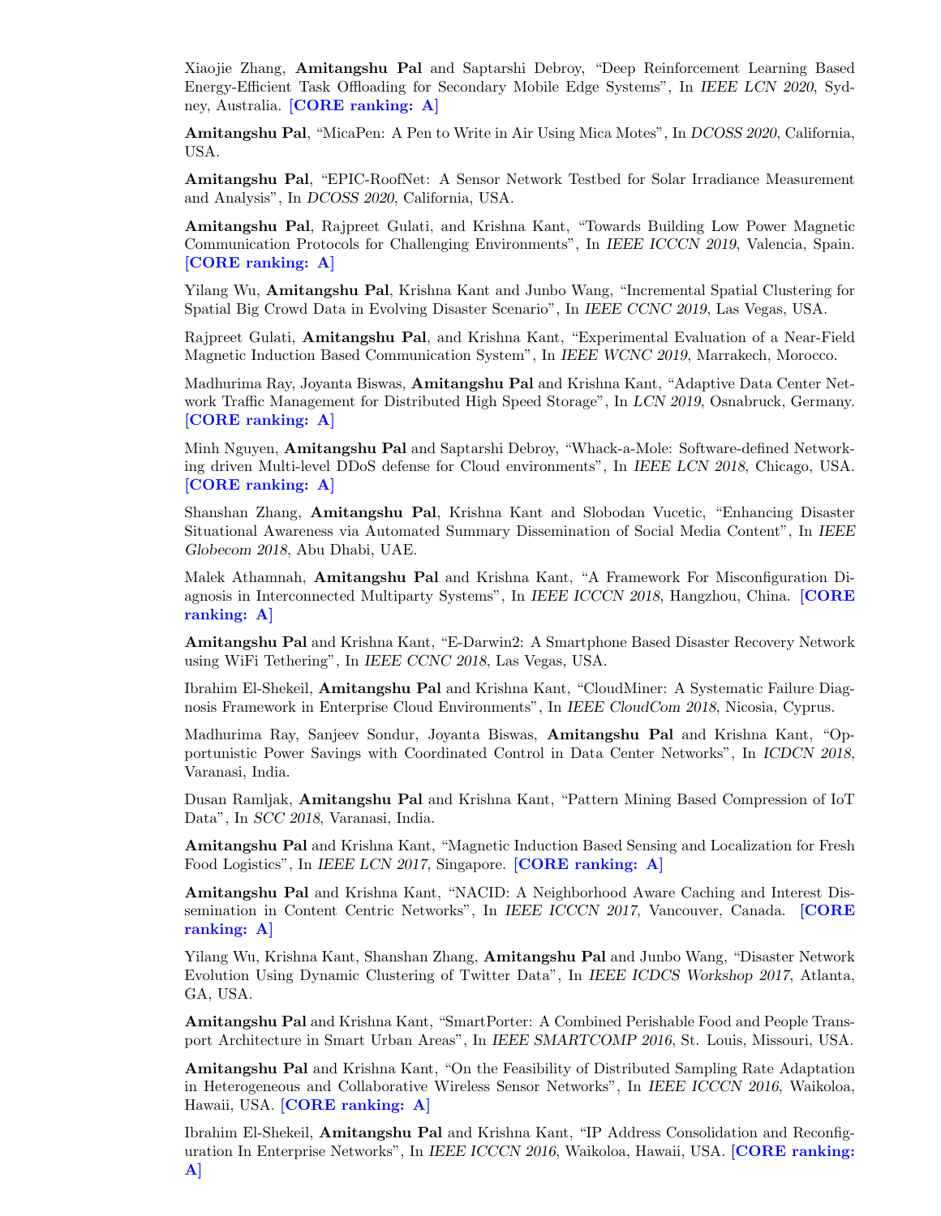Xiaojie Zhang, **Amitangshu Pal** and Saptarshi Debroy, “Deep Reinforcement Learning Based Energy-Efficient Task Offloading for Secondary Mobile Edge Systems”, In *IEEE LCN 2020*, Sydney, Australia. **[CORE ranking: A]**

**Amitangshu Pal**, “MicaPen: A Pen to Write in Air Using Mica Motes”, In *DCOSS 2020*, California, USA.

**Amitangshu Pal**, “EPIC-RoofNet: A Sensor Network Testbed for Solar Irradiance Measurement and Analysis”, In *DCOSS 2020*, California, USA.

**Amitangshu Pal**, Rajpreet Gulati, and Krishna Kant, “Towards Building Low Power Magnetic Communication Protocols for Challenging Environments”, In *IEEE ICCCN 2019*, Valencia, Spain. **[CORE ranking: A]**

Yilang Wu, **Amitangshu Pal**, Krishna Kant and Junbo Wang, “Incremental Spatial Clustering for Spatial Big Crowd Data in Evolving Disaster Scenario”, In *IEEE CCNC 2019*, Las Vegas, USA.

Rajpreet Gulati, **Amitangshu Pal**, and Krishna Kant, “Experimental Evaluation of a Near-Field Magnetic Induction Based Communication System”, In *IEEE WCNC 2019*, Marrakech, Morocco.

Madhurima Ray, Joyanta Biswas, **Amitangshu Pal** and Krishna Kant, “Adaptive Data Center Network Traffic Management for Distributed High Speed Storage”, In *LCN 2019*, Osnabruck, Germany. **[CORE ranking: A]**

Minh Nguyen, **Amitangshu Pal** and Saptarshi Debroy, “Whack-a-Mole: Software-defined Networking driven Multi-level DDoS defense for Cloud environments”, In *IEEE LCN 2018*, Chicago, USA. **[CORE ranking: A]**

Shanshan Zhang, **Amitangshu Pal**, Krishna Kant and Slobodan Vucetic, “Enhancing Disaster Situational Awareness via Automated Summary Dissemination of Social Media Content”, In *IEEE Globecom 2018*, Abu Dhabi, UAE.

Malek Athamnah, **Amitangshu Pal** and Krishna Kant, “A Framework For Misconfiguration Diagnosis in Interconnected Multiparty Systems”, In *IEEE ICCCN 2018*, Hangzhou, China. **[CORE ranking: A]**

**Amitangshu Pal** and Krishna Kant, “E-Darwin2: A Smartphone Based Disaster Recovery Network using WiFi Tethering”, In *IEEE CCNC 2018*, Las Vegas, USA.

Ibrahim El-Shekeil, **Amitangshu Pal** and Krishna Kant, “CloudMiner: A Systematic Failure Diagnosis Framework in Enterprise Cloud Environments”, In *IEEE CloudCom 2018*, Nicosia, Cyprus.

Madhurima Ray, Sanjeev Sondur, Joyanta Biswas, **Amitangshu Pal** and Krishna Kant, “Opportunistic Power Savings with Coordinated Control in Data Center Networks”, In *ICDCN 2018*, Varanasi, India.

Dusan Ramljak, **Amitangshu Pal** and Krishna Kant, “Pattern Mining Based Compression of IoT Data”, In *SCC 2018*, Varanasi, India.

**Amitangshu Pal** and Krishna Kant, “Magnetic Induction Based Sensing and Localization for Fresh Food Logistics”, In *IEEE LCN 2017*, Singapore. **[CORE ranking: A]**

**Amitangshu Pal** and Krishna Kant, “NACID: A Neighborhood Aware Caching and Interest Dissemination in Content Centric Networks”, In *IEEE ICCCN 2017*, Vancouver, Canada. **[CORE ranking: A]**

Yilang Wu, Krishna Kant, Shanshan Zhang, **Amitangshu Pal** and Junbo Wang, “Disaster Network Evolution Using Dynamic Clustering of Twitter Data”, In *IEEE ICDCS Workshop 2017*, Atlanta, GA, USA.

**Amitangshu Pal** and Krishna Kant, “SmartPorter: A Combined Perishable Food and People Transport Architecture in Smart Urban Areas”, In *IEEE SMARTCOMP 2016*, St. Louis, Missouri, USA.

**Amitangshu Pal** and Krishna Kant, “On the Feasibility of Distributed Sampling Rate Adaptation in Heterogeneous and Collaborative Wireless Sensor Networks”, In *IEEE ICCCN 2016*, Waikoloa, Hawaii, USA. **[CORE ranking: A]**

Ibrahim El-Shekeil, **Amitangshu Pal** and Krishna Kant, “IP Address Consolidation and Reconfiguration In Enterprise Networks”, In *IEEE ICCCN 2016*, Waikoloa, Hawaii, USA. **[CORE ranking: A]**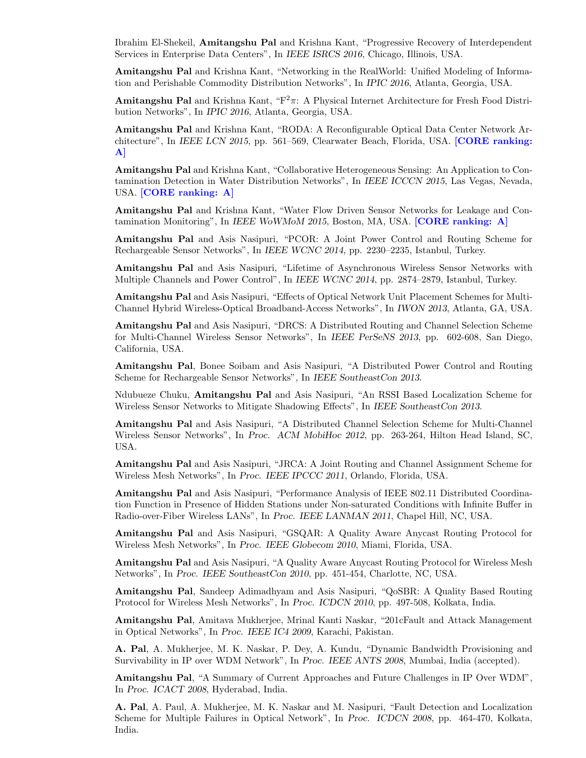Ibrahim El-Shekeil, **Amitangshu Pal** and Krishna Kant, “Progressive Recovery of Interdependent Services in Enterprise Data Centers”, In *IEEE ISRCS 2016*, Chicago, Illinois, USA.

**Amitangshu Pal** and Krishna Kant, “Networking in the RealWorld: Unified Modeling of Information and Perishable Commodity Distribution Networks”, In *IPIC 2016*, Atlanta, Georgia, USA.

**Amitangshu Pal** and Krishna Kant, “$F^2\pi$: A Physical Internet Architecture for Fresh Food Distribution Networks”, In *IPIC 2016*, Atlanta, Georgia, USA.

**Amitangshu Pal** and Krishna Kant, “RODA: A Reconfigurable Optical Data Center Network Architecture”, In *IEEE LCN 2015*, pp. 561–569, Clearwater Beach, Florida, USA. **[CORE ranking: A]**

**Amitangshu Pal** and Krishna Kant, “Collaborative Heterogeneous Sensing: An Application to Contamination Detection in Water Distribution Networks”, In *IEEE ICCCN 2015*, Las Vegas, Nevada, USA. **[CORE ranking: A]**

**Amitangshu Pal** and Krishna Kant, “Water Flow Driven Sensor Networks for Leakage and Contamination Monitoring”, In *IEEE WoWMoM 2015*, Boston, MA, USA. **[CORE ranking: A]**

**Amitangshu Pal** and Asis Nasipuri, “PCOR: A Joint Power Control and Routing Scheme for Rechargeable Sensor Networks”, In *IEEE WCNC 2014*, pp. 2230–2235, Istanbul, Turkey.

**Amitangshu Pal** and Asis Nasipuri, “Lifetime of Asynchronous Wireless Sensor Networks with Multiple Channels and Power Control”, In *IEEE WCNC 2014*, pp. 2874–2879, Istanbul, Turkey.

**Amitangshu Pal** and Asis Nasipuri, “Effects of Optical Network Unit Placement Schemes for Multi-Channel Hybrid Wireless-Optical Broadband-Access Networks”, In *IWON 2013*, Atlanta, GA, USA.

**Amitangshu Pal** and Asis Nasipuri, “DRCS: A Distributed Routing and Channel Selection Scheme for Multi-Channel Wireless Sensor Networks”, In *IEEE PerSeNS 2013*, pp. 602-608, San Diego, California, USA.

**Amitangshu Pal**, Bonee Soibam and Asis Nasipuri, “A Distributed Power Control and Routing Scheme for Rechargeable Sensor Networks”, In *IEEE SoutheastCon 2013*.

Ndubueze Chuku, **Amitangshu Pal** and Asis Nasipuri, “An RSSI Based Localization Scheme for Wireless Sensor Networks to Mitigate Shadowing Effects”, In *IEEE SoutheastCon 2013*.

**Amitangshu Pal** and Asis Nasipuri, “A Distributed Channel Selection Scheme for Multi-Channel Wireless Sensor Networks”, In *Proc. ACM MobiHoc 2012*, pp. 263-264, Hilton Head Island, SC, USA.

**Amitangshu Pal** and Asis Nasipuri, “JRCA: A Joint Routing and Channel Assignment Scheme for Wireless Mesh Networks”, In *Proc. IEEE IPCCC 2011*, Orlando, Florida, USA.

**Amitangshu Pal** and Asis Nasipuri, “Performance Analysis of IEEE 802.11 Distributed Coordination Function in Presence of Hidden Stations under Non-saturated Conditions with Infinite Buffer in Radio-over-Fiber Wireless LANs”, In *Proc. IEEE LANMAN 2011*, Chapel Hill, NC, USA.

**Amitangshu Pal** and Asis Nasipuri, “GSQAR: A Quality Aware Anycast Routing Protocol for Wireless Mesh Networks”, In *Proc. IEEE Globecom 2010*, Miami, Florida, USA.

**Amitangshu Pal** and Asis Nasipuri, “A Quality Aware Anycast Routing Protocol for Wireless Mesh Networks”, In *Proc. IEEE SoutheastCon 2010*, pp. 451-454, Charlotte, NC, USA.

**Amitangshu Pal**, Sandeep Adimadhyam and Asis Nasipuri, “QoSBR: A Quality Based Routing Protocol for Wireless Mesh Networks”, In *Proc. ICDCN 2010*, pp. 497-508, Kolkata, India.

**Amitangshu Pal**, Amitava Mukherjee, Mrinal Kanti Naskar, “201cFault and Attack Management in Optical Networks”, In *Proc. IEEE IC4 2009*, Karachi, Pakistan.

**A. Pal**, A. Mukherjee, M. K. Naskar, P. Dey, A. Kundu, “Dynamic Bandwidth Provisioning and Survivability in IP over WDM Network”, In *Proc. IEEE ANTS 2008*, Mumbai, India (accepted).

**Amitangshu Pal**, “A Summary of Current Approaches and Future Challenges in IP Over WDM”, In *Proc. ICACT 2008*, Hyderabad, India.

**A. Pal**, A. Paul, A. Mukherjee, M. K. Naskar and M. Nasipuri, “Fault Detection and Localization Scheme for Multiple Failures in Optical Network”, In *Proc. ICDCN 2008*, pp. 464-470, Kolkata, India.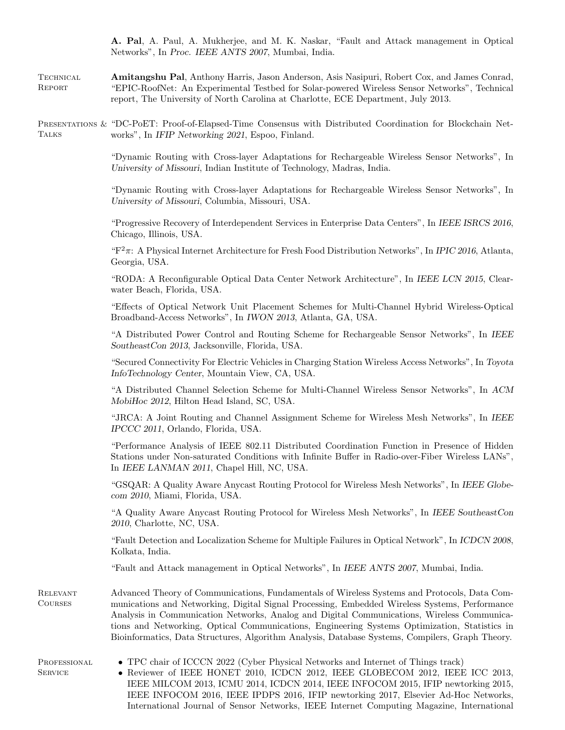**A. Pal**, A. Paul, A. Mukherjee, and M. K. Naskar, “Fault and Attack management in Optical Networks”, In *Proc. IEEE ANTS 2007*, Mumbai, India.

## Technical Report

**Amitangshu Pal**, Anthony Harris, Jason Anderson, Asis Nasipuri, Robert Cox, and James Conrad, “EPIC-RoofNet: An Experimental Testbed for Solar-powered Wireless Sensor Networks”, Technical report, The University of North Carolina at Charlotte, ECE Department, July 2013.

## Presentations & Talks

“DC-PoET: Proof-of-Elapsed-Time Consensus with Distributed Coordination for Blockchain Networks”, In *IFIP Networking 2021*, Espoo, Finland.

“Dynamic Routing with Cross-layer Adaptations for Rechargeable Wireless Sensor Networks”, In *University of Missouri*, Indian Institute of Technology, Madras, India.

“Dynamic Routing with Cross-layer Adaptations for Rechargeable Wireless Sensor Networks”, In *University of Missouri*, Columbia, Missouri, USA.

“Progressive Recovery of Interdependent Services in Enterprise Data Centers”, In *IEEE ISRCS 2016*, Chicago, Illinois, USA.

“$F^2\pi$: A Physical Internet Architecture for Fresh Food Distribution Networks”, In *IPIC 2016*, Atlanta, Georgia, USA.

“RODA: A Reconfigurable Optical Data Center Network Architecture”, In *IEEE LCN 2015*, Clearwater Beach, Florida, USA.

“Effects of Optical Network Unit Placement Schemes for Multi-Channel Hybrid Wireless-Optical Broadband-Access Networks”, In *IWON 2013*, Atlanta, GA, USA.

“A Distributed Power Control and Routing Scheme for Rechargeable Sensor Networks”, In *IEEE SoutheastCon 2013*, Jacksonville, Florida, USA.

“Secured Connectivity For Electric Vehicles in Charging Station Wireless Access Networks”, In *Toyota InfoTechnology Center*, Mountain View, CA, USA.

“A Distributed Channel Selection Scheme for Multi-Channel Wireless Sensor Networks”, In *ACM MobiHoc 2012*, Hilton Head Island, SC, USA.

“JRCA: A Joint Routing and Channel Assignment Scheme for Wireless Mesh Networks”, In *IEEE IPCCC 2011*, Orlando, Florida, USA.

“Performance Analysis of IEEE 802.11 Distributed Coordination Function in Presence of Hidden Stations under Non-saturated Conditions with Infinite Buffer in Radio-over-Fiber Wireless LANs”, In *IEEE LANMAN 2011*, Chapel Hill, NC, USA.

“GSQAR: A Quality Aware Anycast Routing Protocol for Wireless Mesh Networks”, In *IEEE Globecom 2010*, Miami, Florida, USA.

“A Quality Aware Anycast Routing Protocol for Wireless Mesh Networks”, In *IEEE SoutheastCon 2010*, Charlotte, NC, USA.

“Fault Detection and Localization Scheme for Multiple Failures in Optical Network”, In *ICDCN 2008*, Kolkata, India.

“Fault and Attack management in Optical Networks”, In *IEEE ANTS 2007*, Mumbai, India.

## Relevant Courses

Advanced Theory of Communications, Fundamentals of Wireless Systems and Protocols, Data Communications and Networking, Digital Signal Processing, Embedded Wireless Systems, Performance Analysis in Communication Networks, Analog and Digital Communications, Wireless Communications and Networking, Optical Communications, Engineering Systems Optimization, Statistics in Bioinformatics, Data Structures, Algorithm Analysis, Database Systems, Compilers, Graph Theory.

## Professional Service

- TPC chair of ICCCN 2022 (Cyber Physical Networks and Internet of Things track)
- Reviewer of IEEE HONET 2010, ICDCN 2012, IEEE GLOBECOM 2012, IEEE ICC 2013, IEEE MILCOM 2013, ICMU 2014, ICDCN 2014, IEEE INFOCOM 2015, IFIP newtorking 2015, IEEE INFOCOM 2016, IEEE IPDPS 2016, IFIP newtorking 2017, Elsevier Ad-Hoc Networks, International Journal of Sensor Networks, IEEE Internet Computing Magazine, International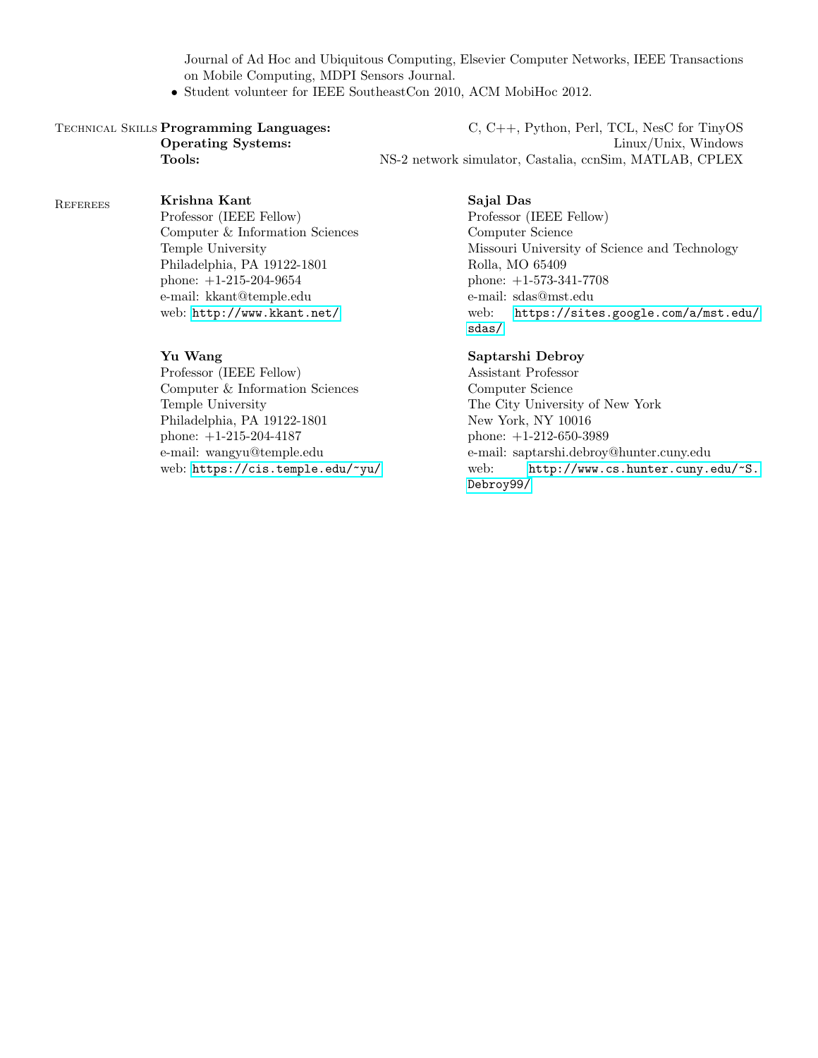Journal of Ad Hoc and Ubiquitous Computing, Elsevier Computer Networks, IEEE Transactions on Mobile Computing, MDPI Sensors Journal.

- Student volunteer for IEEE SoutheastCon 2010, ACM MobiHoc 2012.

## Technical Skills

**Programming Languages:** C, C++, Python, Perl, TCL, NesC for TinyOS
**Operating Systems:** Linux/Unix, Windows
**Tools:** NS-2 network simulator, Castalia, ccnSim, MATLAB, CPLEX

## Referees

**Krishna Kant**
Professor (IEEE Fellow)
Computer & Information Sciences
Temple University
Philadelphia, PA 19122-1801
phone: +1-215-204-9654
e-mail: kkant@temple.edu
web: http://www.kkant.net/

**Sajal Das**
Professor (IEEE Fellow)
Computer Science
Missouri University of Science and Technology
Rolla, MO 65409
phone: +1-573-341-7708
e-mail: sdas@mst.edu
web: https://sites.google.com/a/mst.edu/sdas/

**Yu Wang**
Professor (IEEE Fellow)
Computer & Information Sciences
Temple University
Philadelphia, PA 19122-1801
phone: +1-215-204-4187
e-mail: wangyu@temple.edu
web: https://cis.temple.edu/~yu/

**Saptarshi Debroy**
Assistant Professor
Computer Science
The City University of New York
New York, NY 10016
phone: +1-212-650-3989
e-mail: saptarshi.debroy@hunter.cuny.edu
web: http://www.cs.hunter.cuny.edu/~S.Debroy99/